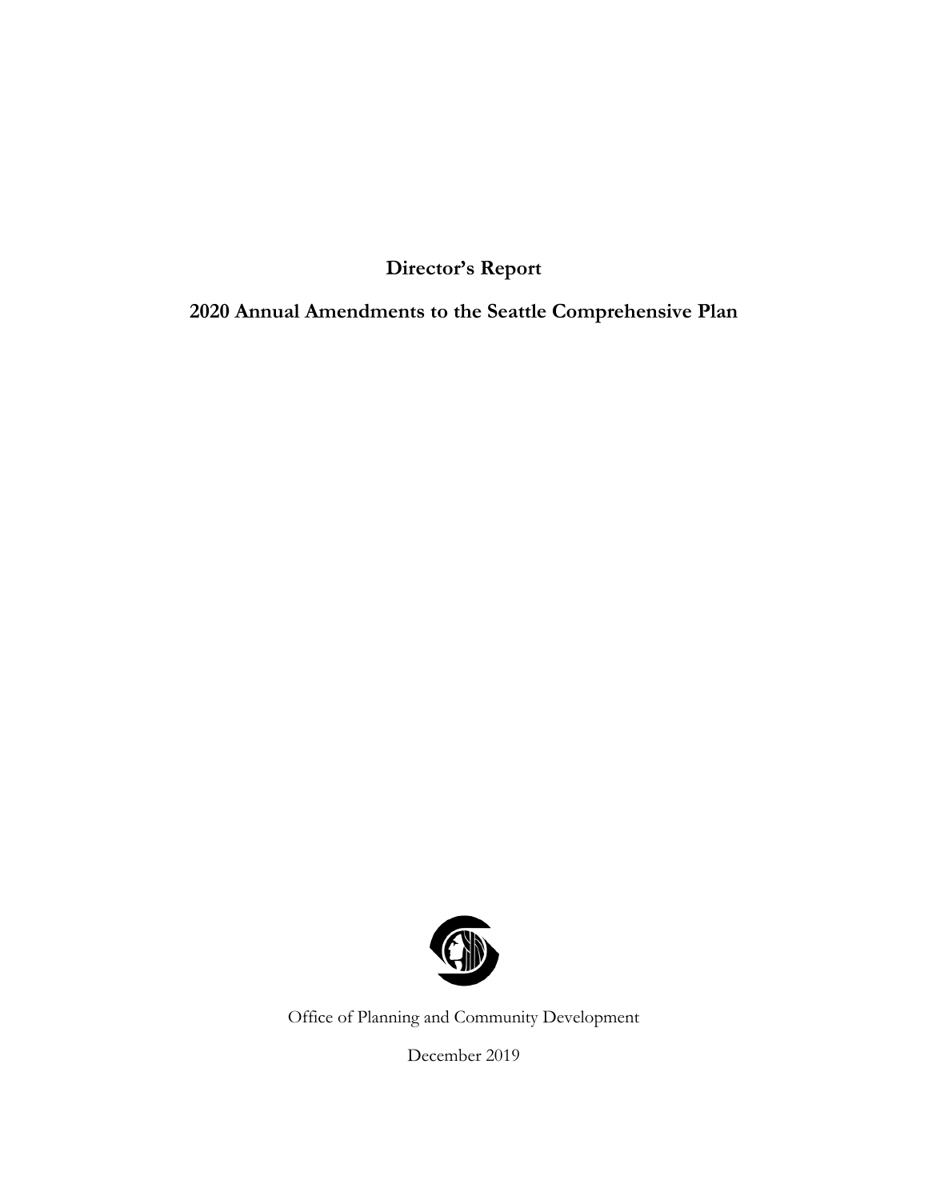# Director's Report

## 2020 Annual Amendments to the Seattle Comprehensive Plan

Office of Planning and Community Development

December 2019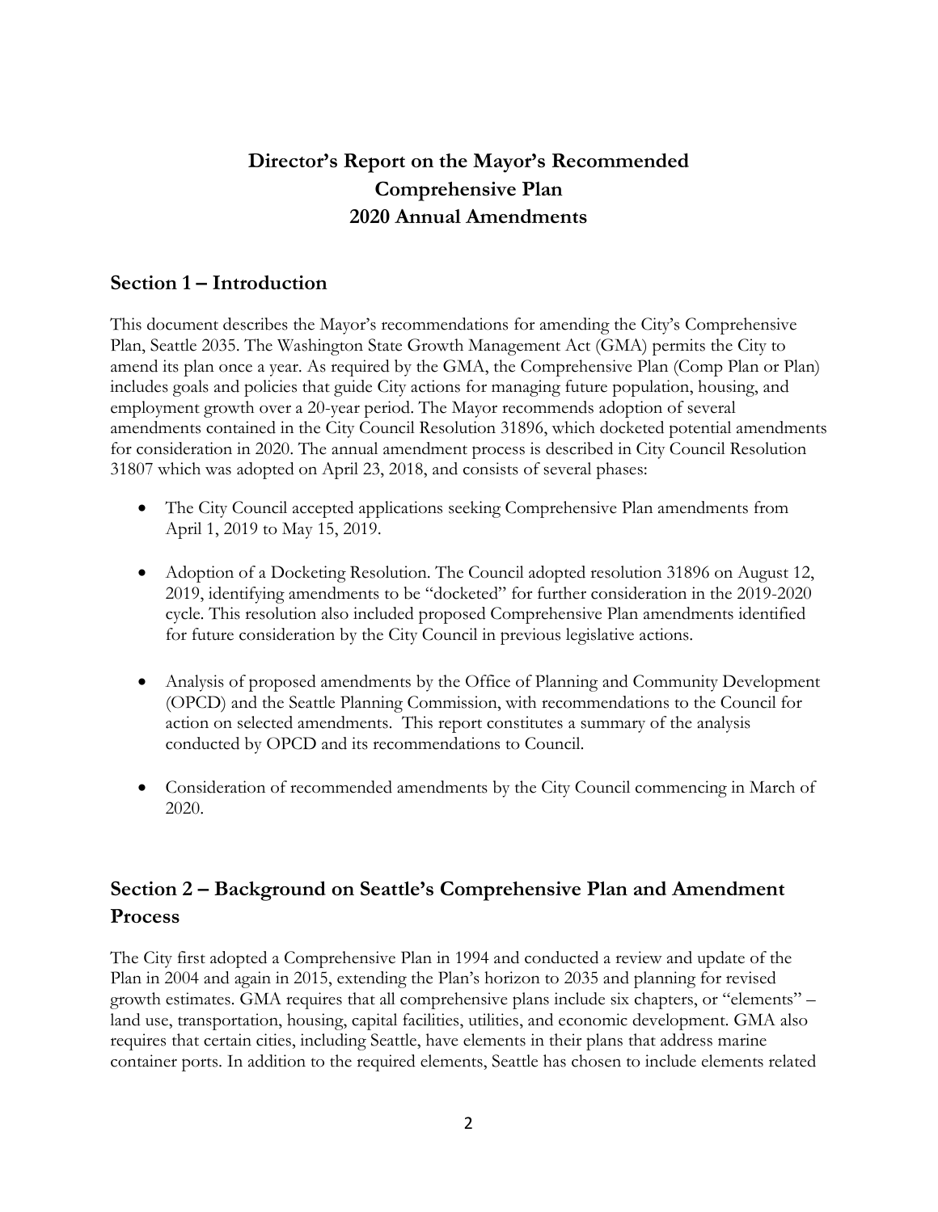# Director's Report on the Mayor's Recommended Comprehensive Plan 2020 Annual Amendments

## Section 1 – Introduction

This document describes the Mayor's recommendations for amending the City's Comprehensive Plan, Seattle 2035. The Washington State Growth Management Act (GMA) permits the City to amend its plan once a year. As required by the GMA, the Comprehensive Plan (Comp Plan or Plan) includes goals and policies that guide City actions for managing future population, housing, and employment growth over a 20-year period. The Mayor recommends adoption of several amendments contained in the City Council Resolution 31896, which docketed potential amendments for consideration in 2020. The annual amendment process is described in City Council Resolution 31807 which was adopted on April 23, 2018, and consists of several phases:

- The City Council accepted applications seeking Comprehensive Plan amendments from April 1, 2019 to May 15, 2019.

- Adoption of a Docketing Resolution. The Council adopted resolution 31896 on August 12, 2019, identifying amendments to be "docketed" for further consideration in the 2019-2020 cycle. This resolution also included proposed Comprehensive Plan amendments identified for future consideration by the City Council in previous legislative actions.

- Analysis of proposed amendments by the Office of Planning and Community Development (OPCD) and the Seattle Planning Commission, with recommendations to the Council for action on selected amendments. This report constitutes a summary of the analysis conducted by OPCD and its recommendations to Council.

- Consideration of recommended amendments by the City Council commencing in March of 2020.

## Section 2 – Background on Seattle's Comprehensive Plan and Amendment Process

The City first adopted a Comprehensive Plan in 1994 and conducted a review and update of the Plan in 2004 and again in 2015, extending the Plan's horizon to 2035 and planning for revised growth estimates. GMA requires that all comprehensive plans include six chapters, or "elements" – land use, transportation, housing, capital facilities, utilities, and economic development. GMA also requires that certain cities, including Seattle, have elements in their plans that address marine container ports. In addition to the required elements, Seattle has chosen to include elements related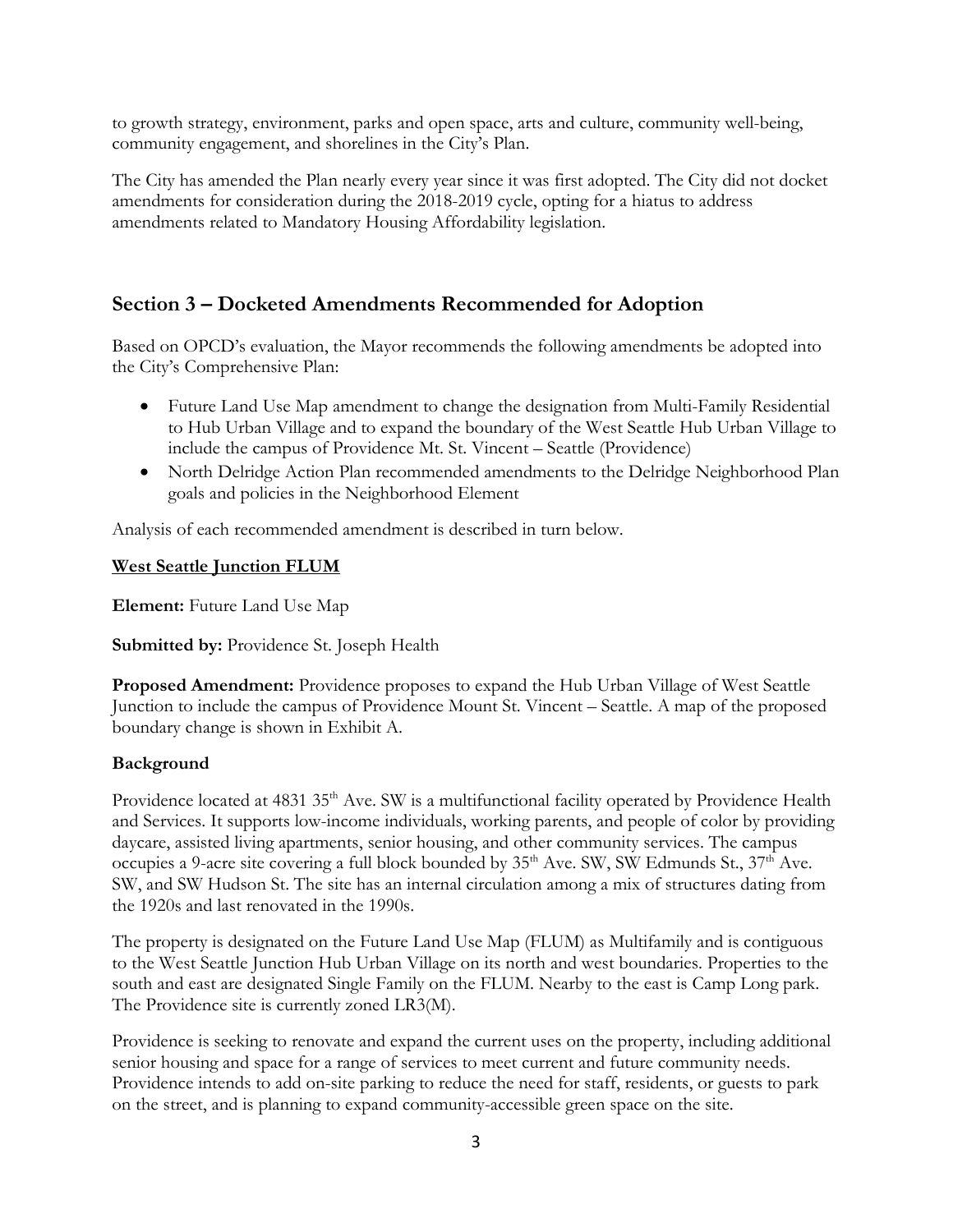to growth strategy, environment, parks and open space, arts and culture, community well-being, community engagement, and shorelines in the City's Plan.

The City has amended the Plan nearly every year since it was first adopted. The City did not docket amendments for consideration during the 2018-2019 cycle, opting for a hiatus to address amendments related to Mandatory Housing Affordability legislation.

## Section 3 – Docketed Amendments Recommended for Adoption

Based on OPCD's evaluation, the Mayor recommends the following amendments be adopted into the City's Comprehensive Plan:

- Future Land Use Map amendment to change the designation from Multi-Family Residential to Hub Urban Village and to expand the boundary of the West Seattle Hub Urban Village to include the campus of Providence Mt. St. Vincent – Seattle (Providence)
- North Delridge Action Plan recommended amendments to the Delridge Neighborhood Plan goals and policies in the Neighborhood Element

Analysis of each recommended amendment is described in turn below.

**West Seattle Junction FLUM**

**Element:** Future Land Use Map

**Submitted by:** Providence St. Joseph Health

**Proposed Amendment:** Providence proposes to expand the Hub Urban Village of West Seattle Junction to include the campus of Providence Mount St. Vincent – Seattle. A map of the proposed boundary change is shown in Exhibit A.

**Background**

Providence located at 4831 35th Ave. SW is a multifunctional facility operated by Providence Health and Services. It supports low-income individuals, working parents, and people of color by providing daycare, assisted living apartments, senior housing, and other community services. The campus occupies a 9-acre site covering a full block bounded by 35th Ave. SW, SW Edmunds St., 37th Ave. SW, and SW Hudson St. The site has an internal circulation among a mix of structures dating from the 1920s and last renovated in the 1990s.

The property is designated on the Future Land Use Map (FLUM) as Multifamily and is contiguous to the West Seattle Junction Hub Urban Village on its north and west boundaries. Properties to the south and east are designated Single Family on the FLUM. Nearby to the east is Camp Long park. The Providence site is currently zoned LR3(M).

Providence is seeking to renovate and expand the current uses on the property, including additional senior housing and space for a range of services to meet current and future community needs. Providence intends to add on-site parking to reduce the need for staff, residents, or guests to park on the street, and is planning to expand community-accessible green space on the site.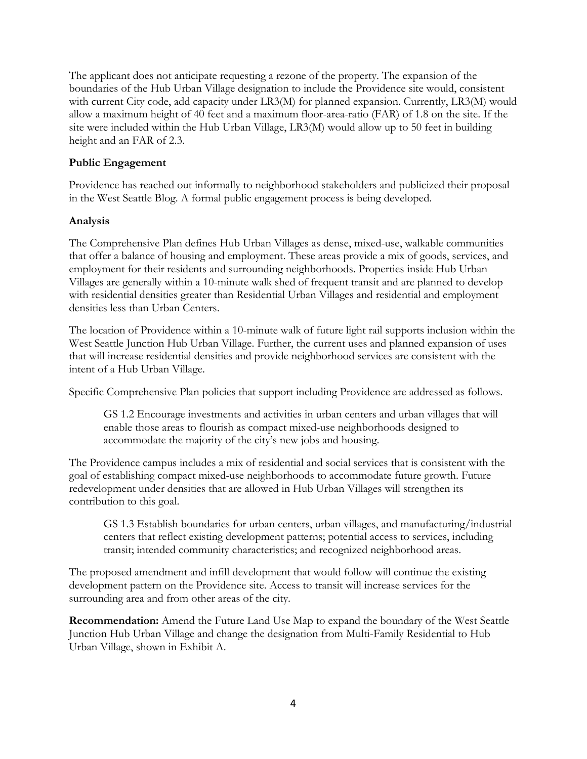The applicant does not anticipate requesting a rezone of the property. The expansion of the boundaries of the Hub Urban Village designation to include the Providence site would, consistent with current City code, add capacity under LR3(M) for planned expansion. Currently, LR3(M) would allow a maximum height of 40 feet and a maximum floor-area-ratio (FAR) of 1.8 on the site. If the site were included within the Hub Urban Village, LR3(M) would allow up to 50 feet in building height and an FAR of 2.3.

**Public Engagement**

Providence has reached out informally to neighborhood stakeholders and publicized their proposal in the West Seattle Blog. A formal public engagement process is being developed.

**Analysis**

The Comprehensive Plan defines Hub Urban Villages as dense, mixed-use, walkable communities that offer a balance of housing and employment. These areas provide a mix of goods, services, and employment for their residents and surrounding neighborhoods. Properties inside Hub Urban Villages are generally within a 10-minute walk shed of frequent transit and are planned to develop with residential densities greater than Residential Urban Villages and residential and employment densities less than Urban Centers.

The location of Providence within a 10-minute walk of future light rail supports inclusion within the West Seattle Junction Hub Urban Village. Further, the current uses and planned expansion of uses that will increase residential densities and provide neighborhood services are consistent with the intent of a Hub Urban Village.

Specific Comprehensive Plan policies that support including Providence are addressed as follows.

> GS 1.2 Encourage investments and activities in urban centers and urban villages that will enable those areas to flourish as compact mixed-use neighborhoods designed to accommodate the majority of the city's new jobs and housing.

The Providence campus includes a mix of residential and social services that is consistent with the goal of establishing compact mixed-use neighborhoods to accommodate future growth. Future redevelopment under densities that are allowed in Hub Urban Villages will strengthen its contribution to this goal.

> GS 1.3 Establish boundaries for urban centers, urban villages, and manufacturing/industrial centers that reflect existing development patterns; potential access to services, including transit; intended community characteristics; and recognized neighborhood areas.

The proposed amendment and infill development that would follow will continue the existing development pattern on the Providence site. Access to transit will increase services for the surrounding area and from other areas of the city.

**Recommendation:** Amend the Future Land Use Map to expand the boundary of the West Seattle Junction Hub Urban Village and change the designation from Multi-Family Residential to Hub Urban Village, shown in Exhibit A.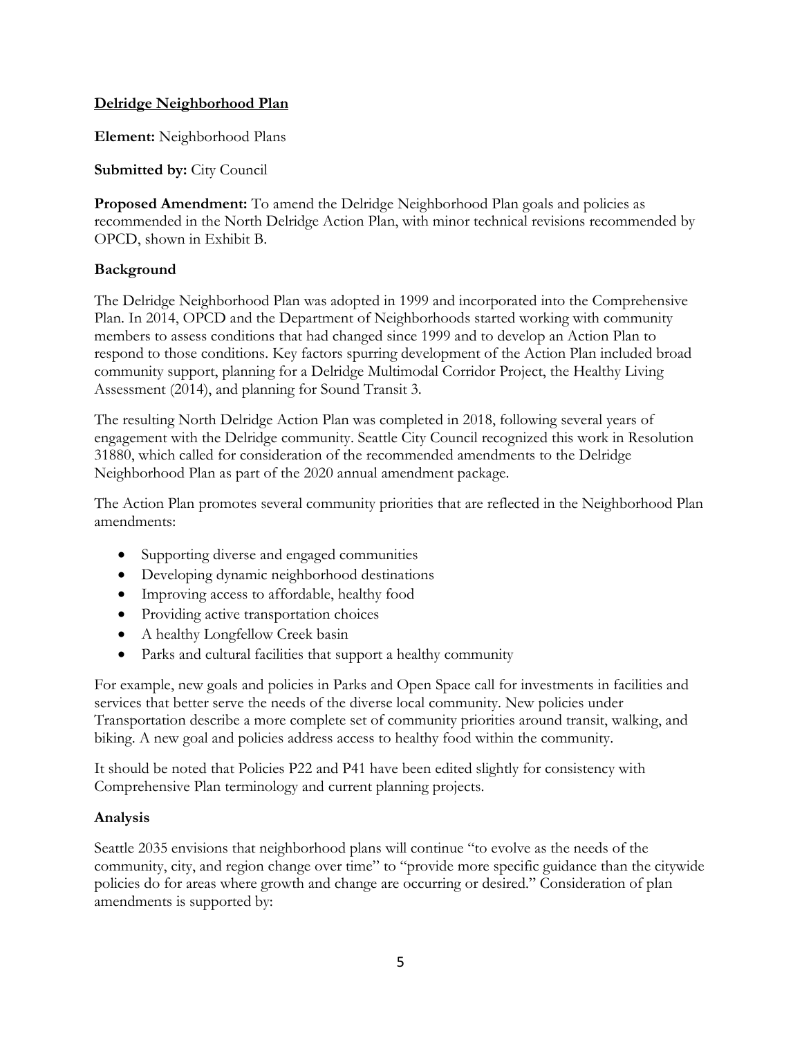## Delridge Neighborhood Plan

**Element:** Neighborhood Plans

**Submitted by:** City Council

**Proposed Amendment:** To amend the Delridge Neighborhood Plan goals and policies as recommended in the North Delridge Action Plan, with minor technical revisions recommended by OPCD, shown in Exhibit B.

### Background

The Delridge Neighborhood Plan was adopted in 1999 and incorporated into the Comprehensive Plan. In 2014, OPCD and the Department of Neighborhoods started working with community members to assess conditions that had changed since 1999 and to develop an Action Plan to respond to those conditions. Key factors spurring development of the Action Plan included broad community support, planning for a Delridge Multimodal Corridor Project, the Healthy Living Assessment (2014), and planning for Sound Transit 3.

The resulting North Delridge Action Plan was completed in 2018, following several years of engagement with the Delridge community. Seattle City Council recognized this work in Resolution 31880, which called for consideration of the recommended amendments to the Delridge Neighborhood Plan as part of the 2020 annual amendment package.

The Action Plan promotes several community priorities that are reflected in the Neighborhood Plan amendments:

- Supporting diverse and engaged communities
- Developing dynamic neighborhood destinations
- Improving access to affordable, healthy food
- Providing active transportation choices
- A healthy Longfellow Creek basin
- Parks and cultural facilities that support a healthy community

For example, new goals and policies in Parks and Open Space call for investments in facilities and services that better serve the needs of the diverse local community. New policies under Transportation describe a more complete set of community priorities around transit, walking, and biking. A new goal and policies address access to healthy food within the community.

It should be noted that Policies P22 and P41 have been edited slightly for consistency with Comprehensive Plan terminology and current planning projects.

### Analysis

Seattle 2035 envisions that neighborhood plans will continue "to evolve as the needs of the community, city, and region change over time" to "provide more specific guidance than the citywide policies do for areas where growth and change are occurring or desired." Consideration of plan amendments is supported by: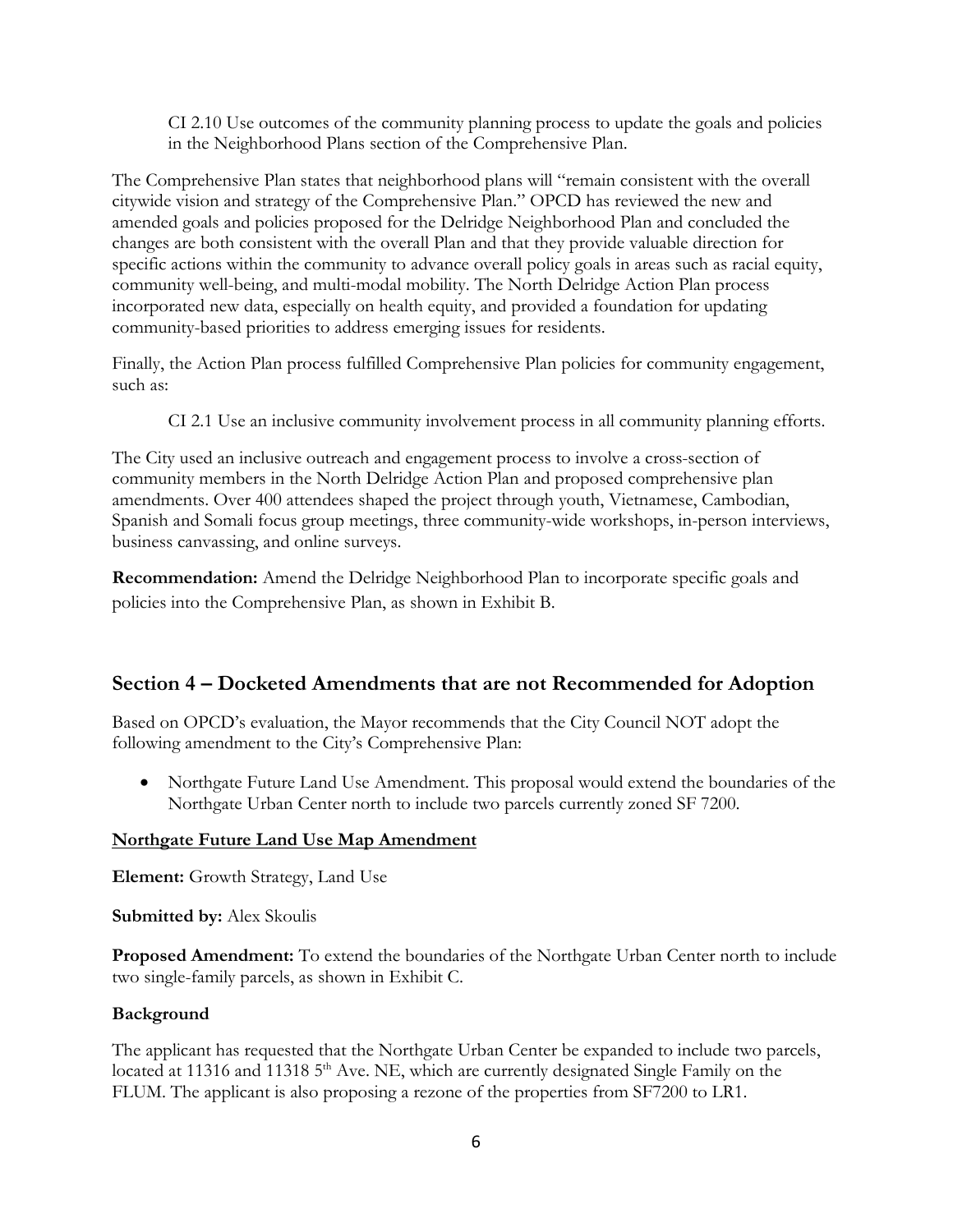CI 2.10 Use outcomes of the community planning process to update the goals and policies in the Neighborhood Plans section of the Comprehensive Plan.

The Comprehensive Plan states that neighborhood plans will "remain consistent with the overall citywide vision and strategy of the Comprehensive Plan." OPCD has reviewed the new and amended goals and policies proposed for the Delridge Neighborhood Plan and concluded the changes are both consistent with the overall Plan and that they provide valuable direction for specific actions within the community to advance overall policy goals in areas such as racial equity, community well-being, and multi-modal mobility. The North Delridge Action Plan process incorporated new data, especially on health equity, and provided a foundation for updating community-based priorities to address emerging issues for residents.

Finally, the Action Plan process fulfilled Comprehensive Plan policies for community engagement, such as:

CI 2.1 Use an inclusive community involvement process in all community planning efforts.

The City used an inclusive outreach and engagement process to involve a cross-section of community members in the North Delridge Action Plan and proposed comprehensive plan amendments. Over 400 attendees shaped the project through youth, Vietnamese, Cambodian, Spanish and Somali focus group meetings, three community-wide workshops, in-person interviews, business canvassing, and online surveys.

**Recommendation:** Amend the Delridge Neighborhood Plan to incorporate specific goals and policies into the Comprehensive Plan, as shown in Exhibit B.

## Section 4 – Docketed Amendments that are not Recommended for Adoption

Based on OPCD's evaluation, the Mayor recommends that the City Council NOT adopt the following amendment to the City's Comprehensive Plan:

- Northgate Future Land Use Amendment. This proposal would extend the boundaries of the Northgate Urban Center north to include two parcels currently zoned SF 7200.

### Northgate Future Land Use Map Amendment

**Element:** Growth Strategy, Land Use

**Submitted by:** Alex Skoulis

**Proposed Amendment:** To extend the boundaries of the Northgate Urban Center north to include two single-family parcels, as shown in Exhibit C.

**Background**

The applicant has requested that the Northgate Urban Center be expanded to include two parcels, located at 11316 and 11318 5th Ave. NE, which are currently designated Single Family on the FLUM. The applicant is also proposing a rezone of the properties from SF7200 to LR1.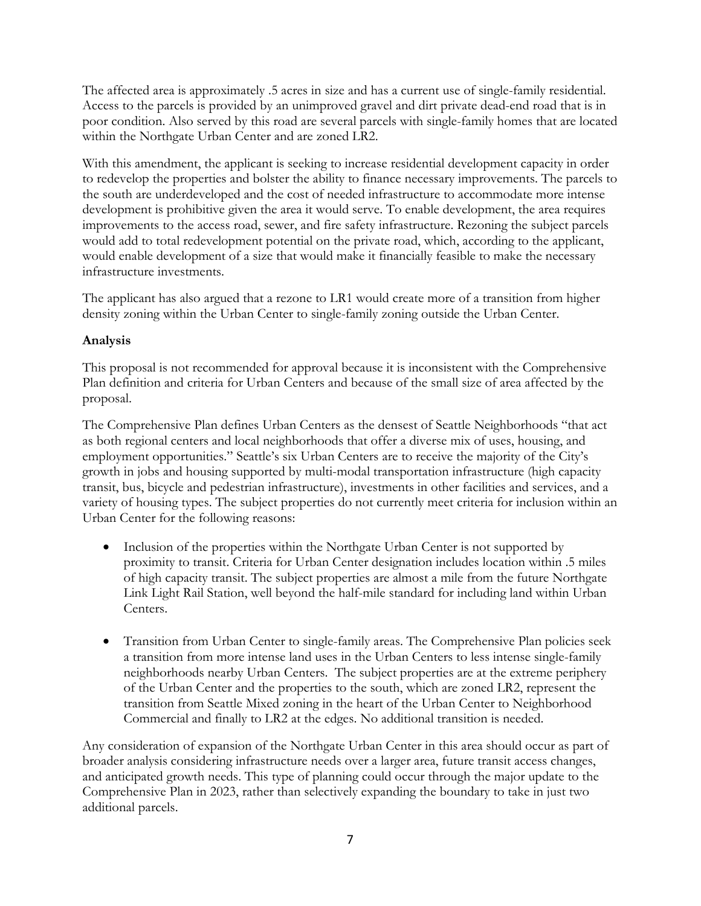The affected area is approximately .5 acres in size and has a current use of single-family residential. Access to the parcels is provided by an unimproved gravel and dirt private dead-end road that is in poor condition. Also served by this road are several parcels with single-family homes that are located within the Northgate Urban Center and are zoned LR2.

With this amendment, the applicant is seeking to increase residential development capacity in order to redevelop the properties and bolster the ability to finance necessary improvements. The parcels to the south are underdeveloped and the cost of needed infrastructure to accommodate more intense development is prohibitive given the area it would serve. To enable development, the area requires improvements to the access road, sewer, and fire safety infrastructure. Rezoning the subject parcels would add to total redevelopment potential on the private road, which, according to the applicant, would enable development of a size that would make it financially feasible to make the necessary infrastructure investments.

The applicant has also argued that a rezone to LR1 would create more of a transition from higher density zoning within the Urban Center to single-family zoning outside the Urban Center.

**Analysis**

This proposal is not recommended for approval because it is inconsistent with the Comprehensive Plan definition and criteria for Urban Centers and because of the small size of area affected by the proposal.

The Comprehensive Plan defines Urban Centers as the densest of Seattle Neighborhoods "that act as both regional centers and local neighborhoods that offer a diverse mix of uses, housing, and employment opportunities." Seattle's six Urban Centers are to receive the majority of the City's growth in jobs and housing supported by multi-modal transportation infrastructure (high capacity transit, bus, bicycle and pedestrian infrastructure), investments in other facilities and services, and a variety of housing types. The subject properties do not currently meet criteria for inclusion within an Urban Center for the following reasons:

- Inclusion of the properties within the Northgate Urban Center is not supported by proximity to transit. Criteria for Urban Center designation includes location within .5 miles of high capacity transit. The subject properties are almost a mile from the future Northgate Link Light Rail Station, well beyond the half-mile standard for including land within Urban Centers.

- Transition from Urban Center to single-family areas. The Comprehensive Plan policies seek a transition from more intense land uses in the Urban Centers to less intense single-family neighborhoods nearby Urban Centers. The subject properties are at the extreme periphery of the Urban Center and the properties to the south, which are zoned LR2, represent the transition from Seattle Mixed zoning in the heart of the Urban Center to Neighborhood Commercial and finally to LR2 at the edges. No additional transition is needed.

Any consideration of expansion of the Northgate Urban Center in this area should occur as part of broader analysis considering infrastructure needs over a larger area, future transit access changes, and anticipated growth needs. This type of planning could occur through the major update to the Comprehensive Plan in 2023, rather than selectively expanding the boundary to take in just two additional parcels.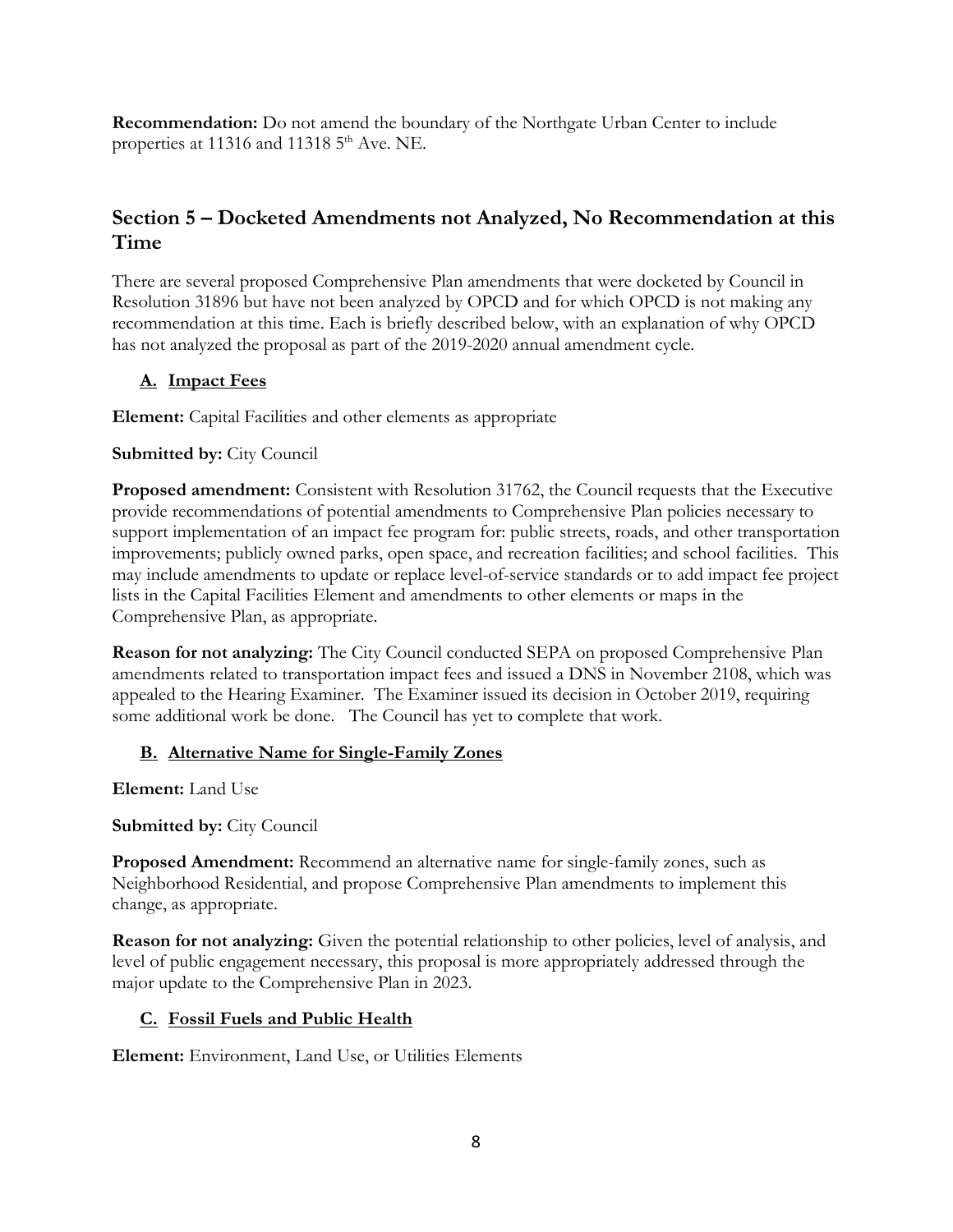**Recommendation:** Do not amend the boundary of the Northgate Urban Center to include properties at 11316 and 11318 5th Ave. NE.

## Section 5 – Docketed Amendments not Analyzed, No Recommendation at this Time

There are several proposed Comprehensive Plan amendments that were docketed by Council in Resolution 31896 but have not been analyzed by OPCD and for which OPCD is not making any recommendation at this time. Each is briefly described below, with an explanation of why OPCD has not analyzed the proposal as part of the 2019-2020 annual amendment cycle.

### A. Impact Fees

**Element:** Capital Facilities and other elements as appropriate

**Submitted by:** City Council

**Proposed amendment:** Consistent with Resolution 31762, the Council requests that the Executive provide recommendations of potential amendments to Comprehensive Plan policies necessary to support implementation of an impact fee program for: public streets, roads, and other transportation improvements; publicly owned parks, open space, and recreation facilities; and school facilities. This may include amendments to update or replace level-of-service standards or to add impact fee project lists in the Capital Facilities Element and amendments to other elements or maps in the Comprehensive Plan, as appropriate.

**Reason for not analyzing:** The City Council conducted SEPA on proposed Comprehensive Plan amendments related to transportation impact fees and issued a DNS in November 2108, which was appealed to the Hearing Examiner. The Examiner issued its decision in October 2019, requiring some additional work be done. The Council has yet to complete that work.

### B. Alternative Name for Single-Family Zones

**Element:** Land Use

**Submitted by:** City Council

**Proposed Amendment:** Recommend an alternative name for single-family zones, such as Neighborhood Residential, and propose Comprehensive Plan amendments to implement this change, as appropriate.

**Reason for not analyzing:** Given the potential relationship to other policies, level of analysis, and level of public engagement necessary, this proposal is more appropriately addressed through the major update to the Comprehensive Plan in 2023.

### C. Fossil Fuels and Public Health

**Element:** Environment, Land Use, or Utilities Elements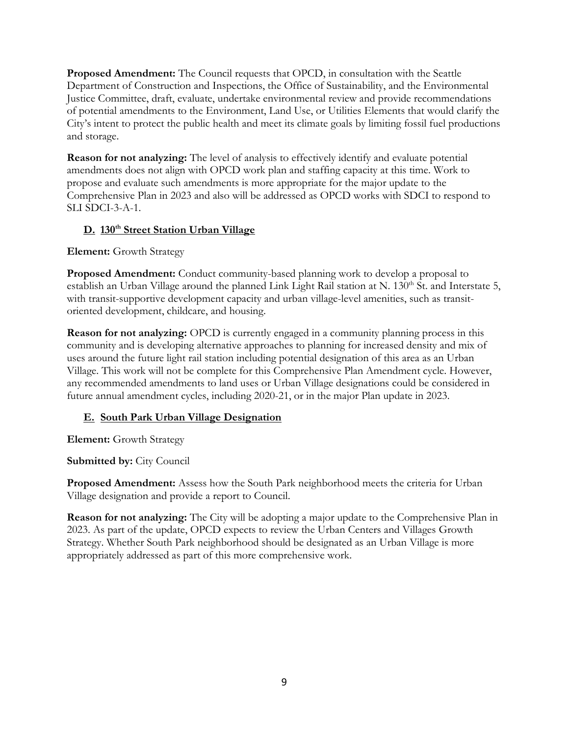**Proposed Amendment:** The Council requests that OPCD, in consultation with the Seattle Department of Construction and Inspections, the Office of Sustainability, and the Environmental Justice Committee, draft, evaluate, undertake environmental review and provide recommendations of potential amendments to the Environment, Land Use, or Utilities Elements that would clarify the City's intent to protect the public health and meet its climate goals by limiting fossil fuel productions and storage.

**Reason for not analyzing:** The level of analysis to effectively identify and evaluate potential amendments does not align with OPCD work plan and staffing capacity at this time. Work to propose and evaluate such amendments is more appropriate for the major update to the Comprehensive Plan in 2023 and also will be addressed as OPCD works with SDCI to respond to SLI SDCI-3-A-1.

### D. 130th Street Station Urban Village

**Element:** Growth Strategy

**Proposed Amendment:** Conduct community-based planning work to develop a proposal to establish an Urban Village around the planned Link Light Rail station at N. 130th St. and Interstate 5, with transit-supportive development capacity and urban village-level amenities, such as transit-oriented development, childcare, and housing.

**Reason for not analyzing:** OPCD is currently engaged in a community planning process in this community and is developing alternative approaches to planning for increased density and mix of uses around the future light rail station including potential designation of this area as an Urban Village. This work will not be complete for this Comprehensive Plan Amendment cycle. However, any recommended amendments to land uses or Urban Village designations could be considered in future annual amendment cycles, including 2020-21, or in the major Plan update in 2023.

### E. South Park Urban Village Designation

**Element:** Growth Strategy

**Submitted by:** City Council

**Proposed Amendment:** Assess how the South Park neighborhood meets the criteria for Urban Village designation and provide a report to Council.

**Reason for not analyzing:** The City will be adopting a major update to the Comprehensive Plan in 2023. As part of the update, OPCD expects to review the Urban Centers and Villages Growth Strategy. Whether South Park neighborhood should be designated as an Urban Village is more appropriately addressed as part of this more comprehensive work.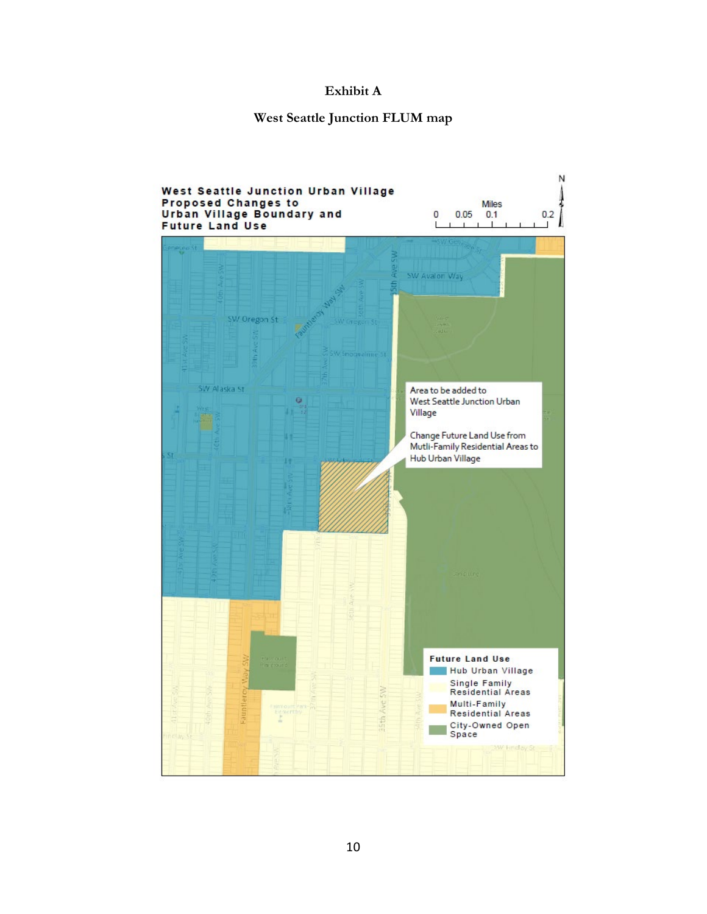**Exhibit A**

**West Seattle Junction FLUM map**

**West Seattle Junction Urban Village Proposed Changes to Urban Village Boundary and Future Land Use**

Miles: 0 0.05 0.1 0.2

Area to be added to West Seattle Junction Urban Village

Change Future Land Use from Mutli-Family Residential Areas to Hub Urban Village

**Future Land Use**

- Hub Urban Village
- Single Family Residential Areas
- Multi-Family Residential Areas
- City-Owned Open Space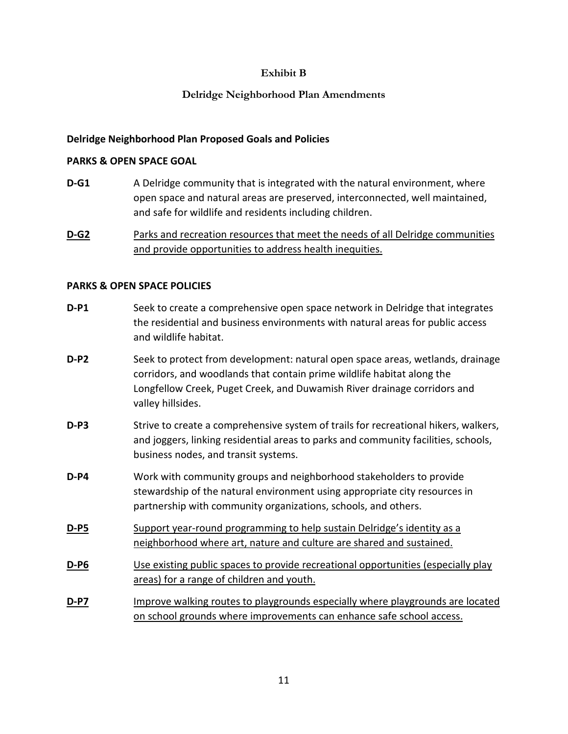**Exhibit B**

**Delridge Neighborhood Plan Amendments**

**Delridge Neighborhood Plan Proposed Goals and Policies**

**PARKS & OPEN SPACE GOAL**

**D-G1** A Delridge community that is integrated with the natural environment, where open space and natural areas are preserved, interconnected, well maintained, and safe for wildlife and residents including children.

<u>**D-G2**</u> <u>Parks and recreation resources that meet the needs of all Delridge communities and provide opportunities to address health inequities.</u>

**PARKS & OPEN SPACE POLICIES**

**D-P1** Seek to create a comprehensive open space network in Delridge that integrates the residential and business environments with natural areas for public access and wildlife habitat.

**D-P2** Seek to protect from development: natural open space areas, wetlands, drainage corridors, and woodlands that contain prime wildlife habitat along the Longfellow Creek, Puget Creek, and Duwamish River drainage corridors and valley hillsides.

**D-P3** Strive to create a comprehensive system of trails for recreational hikers, walkers, and joggers, linking residential areas to parks and community facilities, schools, business nodes, and transit systems.

**D-P4** Work with community groups and neighborhood stakeholders to provide stewardship of the natural environment using appropriate city resources in partnership with community organizations, schools, and others.

<u>**D-P5**</u> <u>Support year-round programming to help sustain Delridge's identity as a neighborhood where art, nature and culture are shared and sustained.</u>

<u>**D-P6**</u> <u>Use existing public spaces to provide recreational opportunities (especially play areas) for a range of children and youth.</u>

<u>**D-P7**</u> <u>Improve walking routes to playgrounds especially where playgrounds are located on school grounds where improvements can enhance safe school access.</u>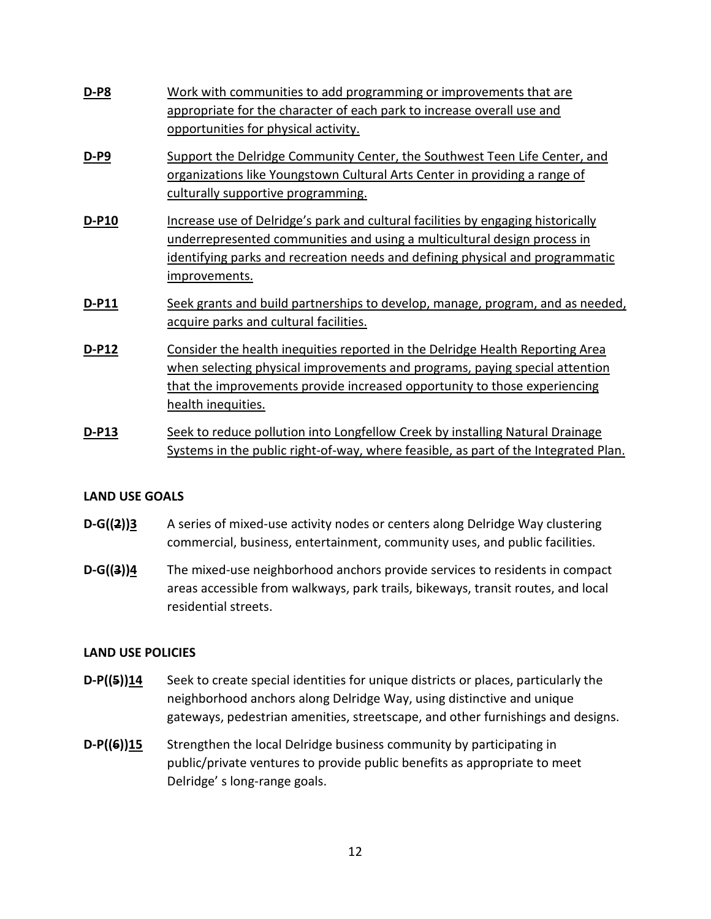**D-P8** Work with communities to add programming or improvements that are appropriate for the character of each park to increase overall use and opportunities for physical activity.

**D-P9** Support the Delridge Community Center, the Southwest Teen Life Center, and organizations like Youngstown Cultural Arts Center in providing a range of culturally supportive programming.

**D-P10** Increase use of Delridge's park and cultural facilities by engaging historically underrepresented communities and using a multicultural design process in identifying parks and recreation needs and defining physical and programmatic improvements.

**D-P11** Seek grants and build partnerships to develop, manage, program, and as needed, acquire parks and cultural facilities.

**D-P12** Consider the health inequities reported in the Delridge Health Reporting Area when selecting physical improvements and programs, paying special attention that the improvements provide increased opportunity to those experiencing health inequities.

**D-P13** Seek to reduce pollution into Longfellow Creek by installing Natural Drainage Systems in the public right-of-way, where feasible, as part of the Integrated Plan.

**LAND USE GOALS**

**D-G((~~2~~))3** A series of mixed-use activity nodes or centers along Delridge Way clustering commercial, business, entertainment, community uses, and public facilities.

**D-G((~~3~~))4** The mixed-use neighborhood anchors provide services to residents in compact areas accessible from walkways, park trails, bikeways, transit routes, and local residential streets.

**LAND USE POLICIES**

**D-P((~~5~~))14** Seek to create special identities for unique districts or places, particularly the neighborhood anchors along Delridge Way, using distinctive and unique gateways, pedestrian amenities, streetscape, and other furnishings and designs.

**D-P((~~6~~))15** Strengthen the local Delridge business community by participating in public/private ventures to provide public benefits as appropriate to meet Delridge' s long-range goals.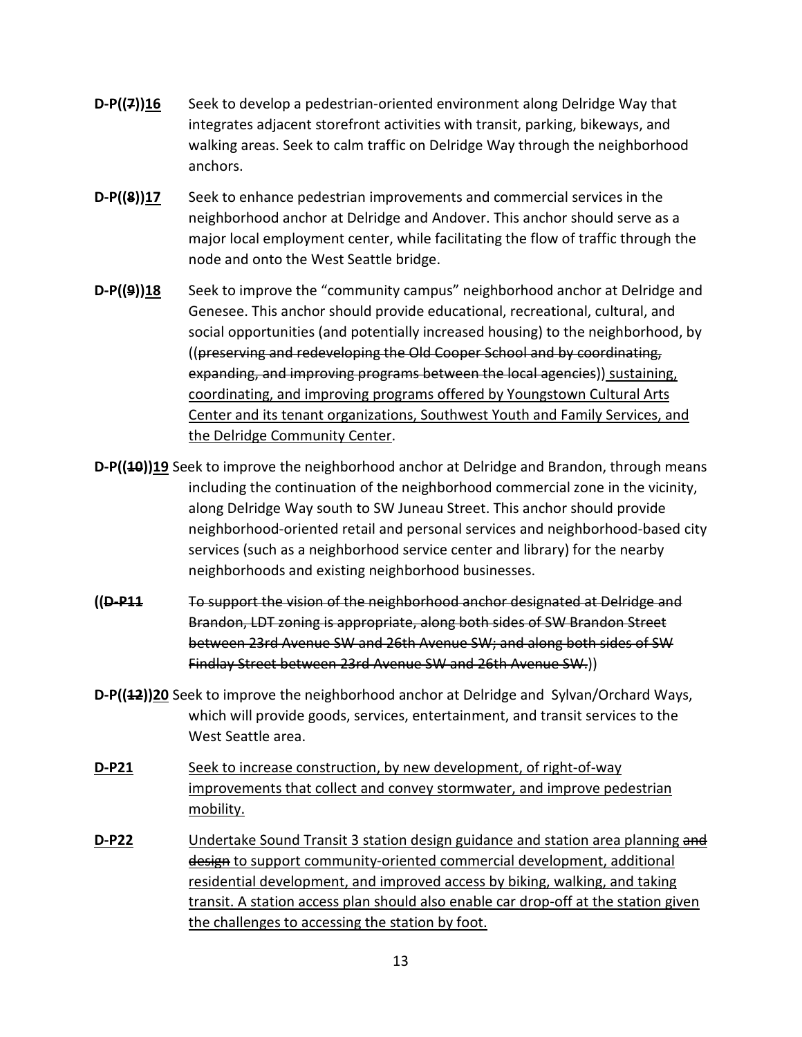**D-P((7))16** Seek to develop a pedestrian-oriented environment along Delridge Way that integrates adjacent storefront activities with transit, parking, bikeways, and walking areas. Seek to calm traffic on Delridge Way through the neighborhood anchors.

**D-P((8))17** Seek to enhance pedestrian improvements and commercial services in the neighborhood anchor at Delridge and Andover. This anchor should serve as a major local employment center, while facilitating the flow of traffic through the node and onto the West Seattle bridge.

**D-P((9))18** Seek to improve the "community campus" neighborhood anchor at Delridge and Genesee. This anchor should provide educational, recreational, cultural, and social opportunities (and potentially increased housing) to the neighborhood, by ((~~preserving and redeveloping the Old Cooper School and by coordinating, expanding, and improving programs between the local agencies~~)) sustaining, coordinating, and improving programs offered by Youngstown Cultural Arts Center and its tenant organizations, Southwest Youth and Family Services, and the Delridge Community Center.

**D-P((10))19** Seek to improve the neighborhood anchor at Delridge and Brandon, through means including the continuation of the neighborhood commercial zone in the vicinity, along Delridge Way south to SW Juneau Street. This anchor should provide neighborhood-oriented retail and personal services and neighborhood-based city services (such as a neighborhood service center and library) for the nearby neighborhoods and existing neighborhood businesses.

**((~~D-P11~~** ~~To support the vision of the neighborhood anchor designated at Delridge and Brandon, LDT zoning is appropriate, along both sides of SW Brandon Street between 23rd Avenue SW and 26th Avenue SW; and along both sides of SW Findlay Street between 23rd Avenue SW and 26th Avenue SW.~~))

**D-P((12))20** Seek to improve the neighborhood anchor at Delridge and Sylvan/Orchard Ways, which will provide goods, services, entertainment, and transit services to the West Seattle area.

**D-P21** Seek to increase construction, by new development, of right-of-way improvements that collect and convey stormwater, and improve pedestrian mobility.

**D-P22** Undertake Sound Transit 3 station design guidance and station area planning ~~and design~~ to support community-oriented commercial development, additional residential development, and improved access by biking, walking, and taking transit. A station access plan should also enable car drop-off at the station given the challenges to accessing the station by foot.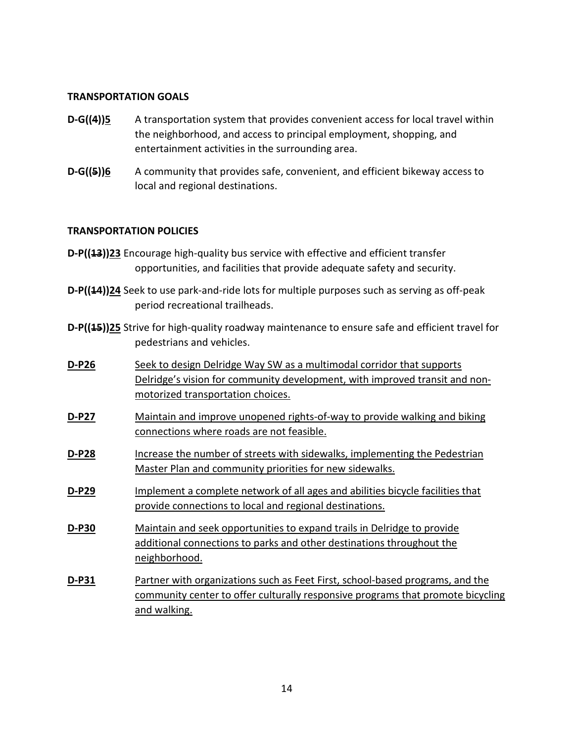**TRANSPORTATION GOALS**

**D-G((4))5** A transportation system that provides convenient access for local travel within the neighborhood, and access to principal employment, shopping, and entertainment activities in the surrounding area.

**D-G((5))6** A community that provides safe, convenient, and efficient bikeway access to local and regional destinations.

**TRANSPORTATION POLICIES**

**D-P((13))23** Encourage high-quality bus service with effective and efficient transfer opportunities, and facilities that provide adequate safety and security.

**D-P((14))24** Seek to use park-and-ride lots for multiple purposes such as serving as off-peak period recreational trailheads.

**D-P((15))25** Strive for high-quality roadway maintenance to ensure safe and efficient travel for pedestrians and vehicles.

**D-P26** Seek to design Delridge Way SW as a multimodal corridor that supports Delridge's vision for community development, with improved transit and non-motorized transportation choices.

**D-P27** Maintain and improve unopened rights-of-way to provide walking and biking connections where roads are not feasible.

**D-P28** Increase the number of streets with sidewalks, implementing the Pedestrian Master Plan and community priorities for new sidewalks.

**D-P29** Implement a complete network of all ages and abilities bicycle facilities that provide connections to local and regional destinations.

**D-P30** Maintain and seek opportunities to expand trails in Delridge to provide additional connections to parks and other destinations throughout the neighborhood.

**D-P31** Partner with organizations such as Feet First, school-based programs, and the community center to offer culturally responsive programs that promote bicycling and walking.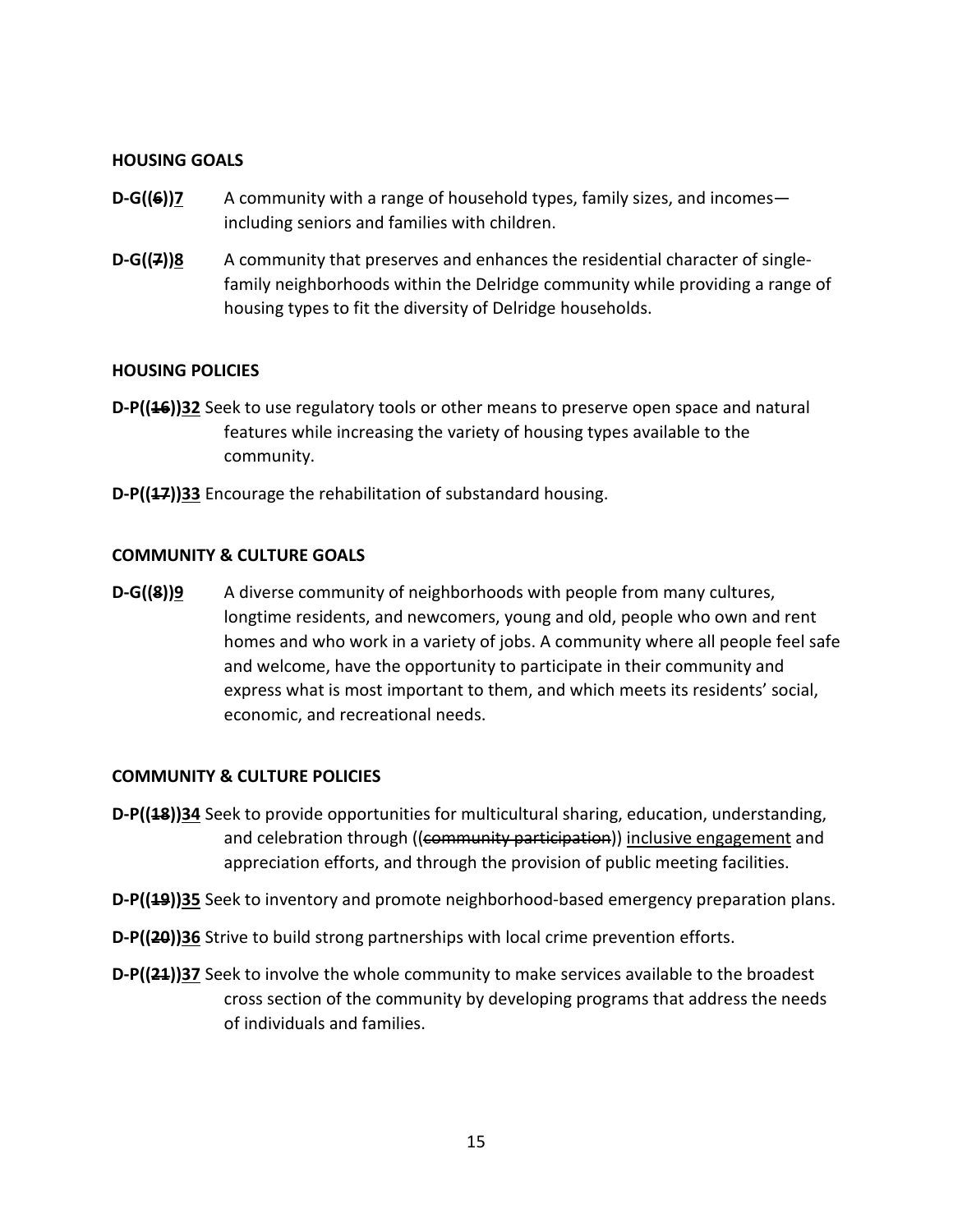**HOUSING GOALS**

**D-G((~~6~~))<u>7</u>** A community with a range of household types, family sizes, and incomes—including seniors and families with children.

**D-G((~~7~~))<u>8</u>** A community that preserves and enhances the residential character of single-family neighborhoods within the Delridge community while providing a range of housing types to fit the diversity of Delridge households.

**HOUSING POLICIES**

**D-P((~~16~~))<u>32</u>** Seek to use regulatory tools or other means to preserve open space and natural features while increasing the variety of housing types available to the community.

**D-P((~~17~~))<u>33</u>** Encourage the rehabilitation of substandard housing.

**COMMUNITY & CULTURE GOALS**

**D-G((~~8~~))<u>9</u>** A diverse community of neighborhoods with people from many cultures, longtime residents, and newcomers, young and old, people who own and rent homes and who work in a variety of jobs. A community where all people feel safe and welcome, have the opportunity to participate in their community and express what is most important to them, and which meets its residents' social, economic, and recreational needs.

**COMMUNITY & CULTURE POLICIES**

**D-P((~~18~~))<u>34</u>** Seek to provide opportunities for multicultural sharing, education, understanding, and celebration through ((~~community participation~~)) <u>inclusive engagement</u> and appreciation efforts, and through the provision of public meeting facilities.

**D-P((~~19~~))<u>35</u>** Seek to inventory and promote neighborhood-based emergency preparation plans.

**D-P((~~20~~))<u>36</u>** Strive to build strong partnerships with local crime prevention efforts.

**D-P((~~21~~))<u>37</u>** Seek to involve the whole community to make services available to the broadest cross section of the community by developing programs that address the needs of individuals and families.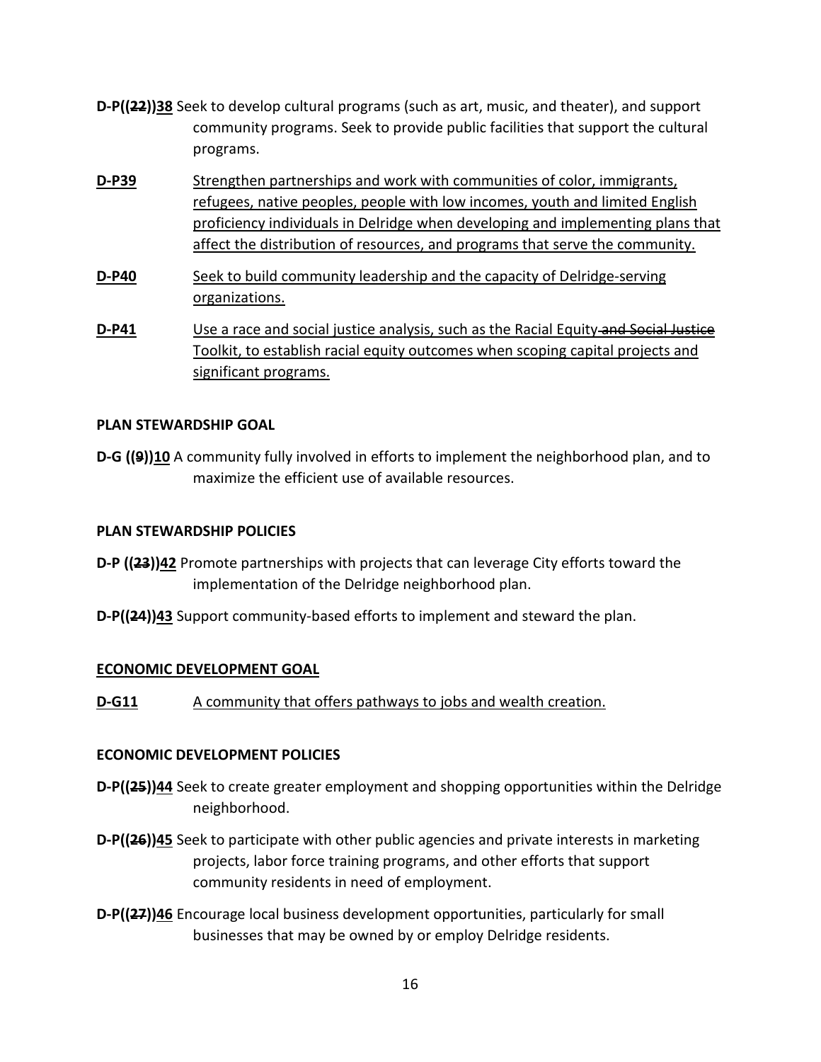**D-P((~~22~~))<u>38</u>** Seek to develop cultural programs (such as art, music, and theater), and support community programs. Seek to provide public facilities that support the cultural programs.

**<u>D-P39</u>** <u>Strengthen partnerships and work with communities of color, immigrants, refugees, native peoples, people with low incomes, youth and limited English proficiency individuals in Delridge when developing and implementing plans that affect the distribution of resources, and programs that serve the community.</u>

**<u>D-P40</u>** <u>Seek to build community leadership and the capacity of Delridge-serving organizations.</u>

**<u>D-P41</u>** <u>Use a race and social justice analysis, such as the Racial Equity</u> ~~and Social Justice~~ <u>Toolkit, to establish racial equity outcomes when scoping capital projects and significant programs.</u>

**PLAN STEWARDSHIP GOAL**

**D-G ((~~9~~))<u>10</u>** A community fully involved in efforts to implement the neighborhood plan, and to maximize the efficient use of available resources.

**PLAN STEWARDSHIP POLICIES**

**D-P ((~~23~~))<u>42</u>** Promote partnerships with projects that can leverage City efforts toward the implementation of the Delridge neighborhood plan.

**D-P((~~24~~))<u>43</u>** Support community-based efforts to implement and steward the plan.

**<u>ECONOMIC DEVELOPMENT GOAL</u>**

**<u>D-G11</u>** <u>A community that offers pathways to jobs and wealth creation.</u>

**ECONOMIC DEVELOPMENT POLICIES**

**D-P((~~25~~))<u>44</u>** Seek to create greater employment and shopping opportunities within the Delridge neighborhood.

**D-P((~~26~~))<u>45</u>** Seek to participate with other public agencies and private interests in marketing projects, labor force training programs, and other efforts that support community residents in need of employment.

**D-P((~~27~~))<u>46</u>** Encourage local business development opportunities, particularly for small businesses that may be owned by or employ Delridge residents.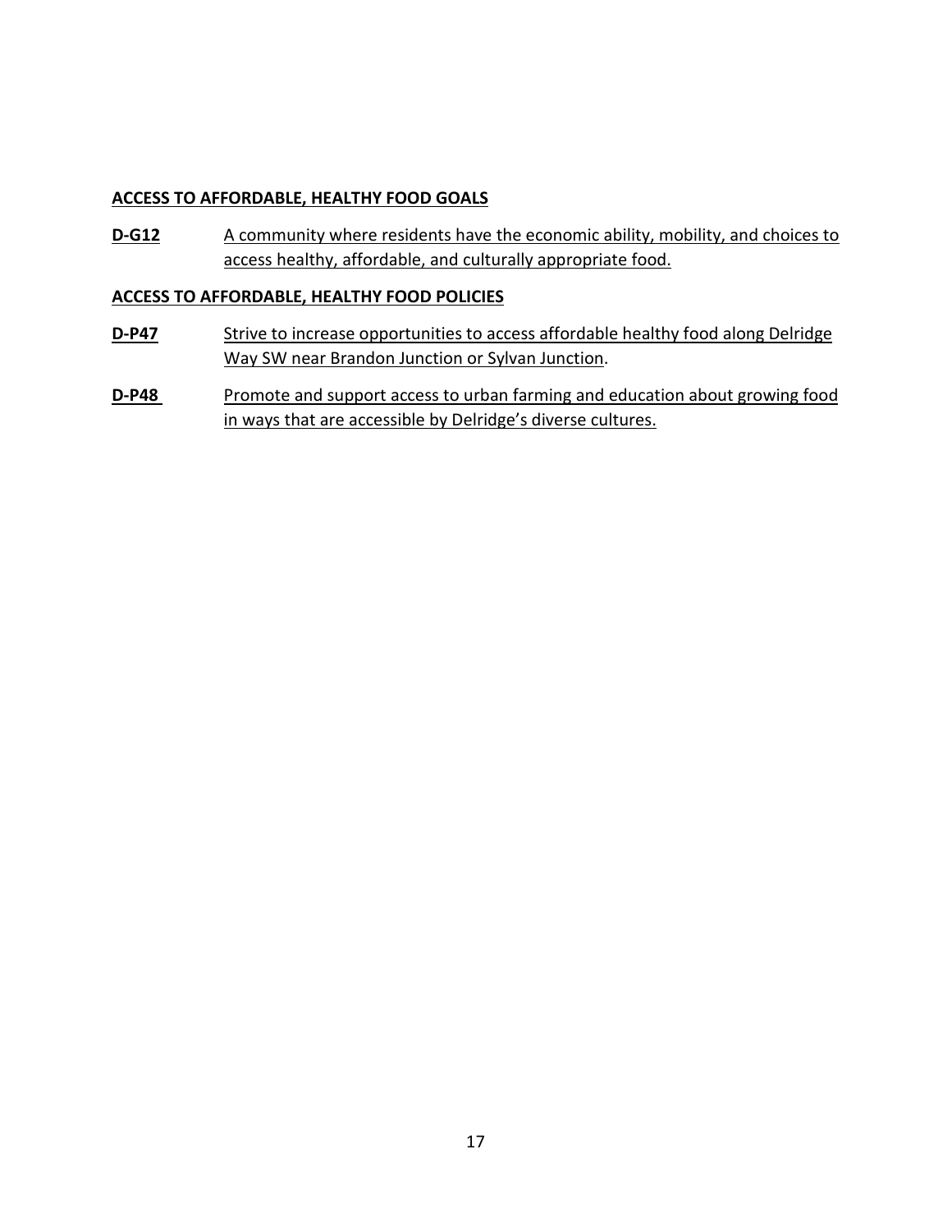**ACCESS TO AFFORDABLE, HEALTHY FOOD GOALS**

**D-G12** A community where residents have the economic ability, mobility, and choices to access healthy, affordable, and culturally appropriate food.

**ACCESS TO AFFORDABLE, HEALTHY FOOD POLICIES**

**D-P47** Strive to increase opportunities to access affordable healthy food along Delridge Way SW near Brandon Junction or Sylvan Junction.

**D-P48** Promote and support access to urban farming and education about growing food in ways that are accessible by Delridge's diverse cultures.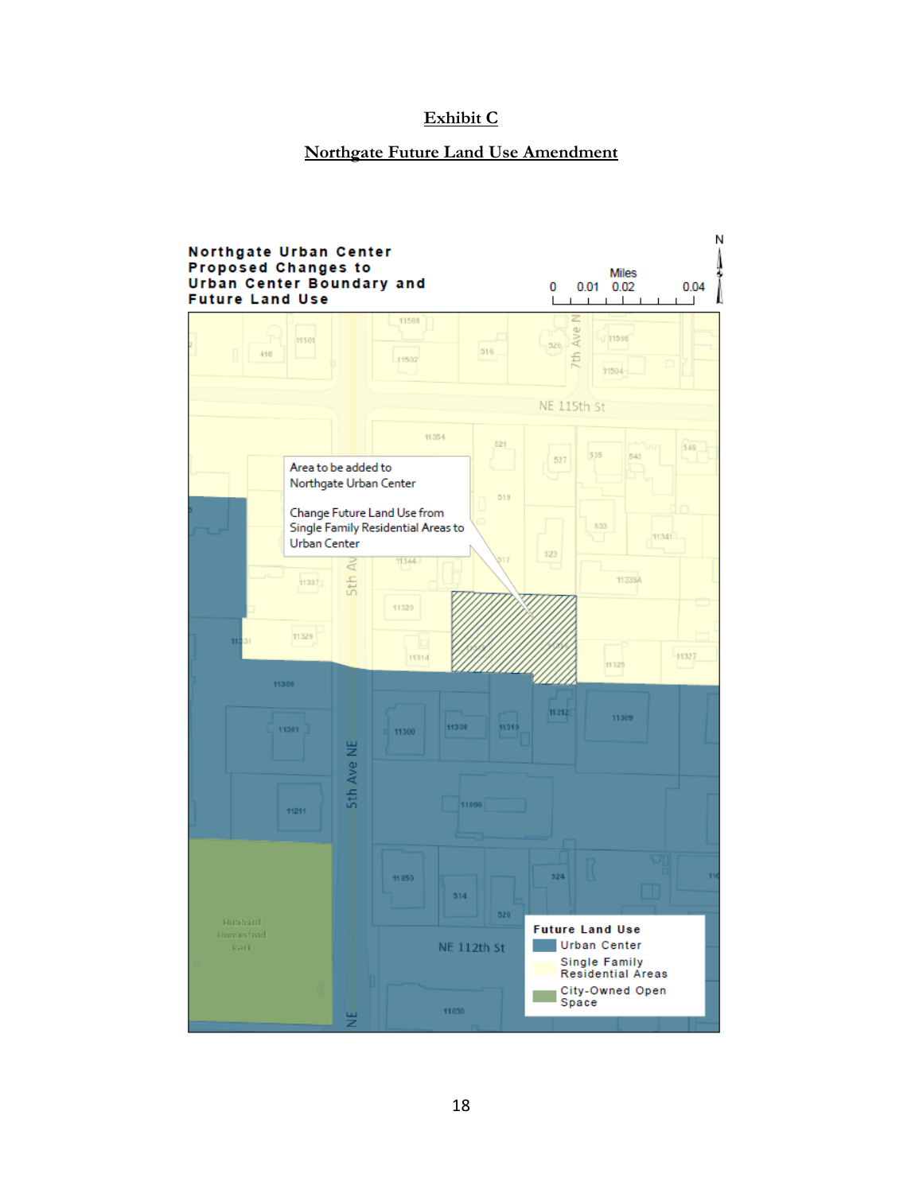# Exhibit C

## Northgate Future Land Use Amendment

**Northgate Urban Center Proposed Changes to Urban Center Boundary and Future Land Use**

Miles

0 0.01 0.02 0.04

N

NE 115th St

7th Ave N

5th Ave NE

NE 112th St

Area to be added to Northgate Urban Center

Change Future Land Use from Single Family Residential Areas to Urban Center

Hubbard Homestead Park

**Future Land Use**

Urban Center

Single Family Residential Areas

City-Owned Open Space